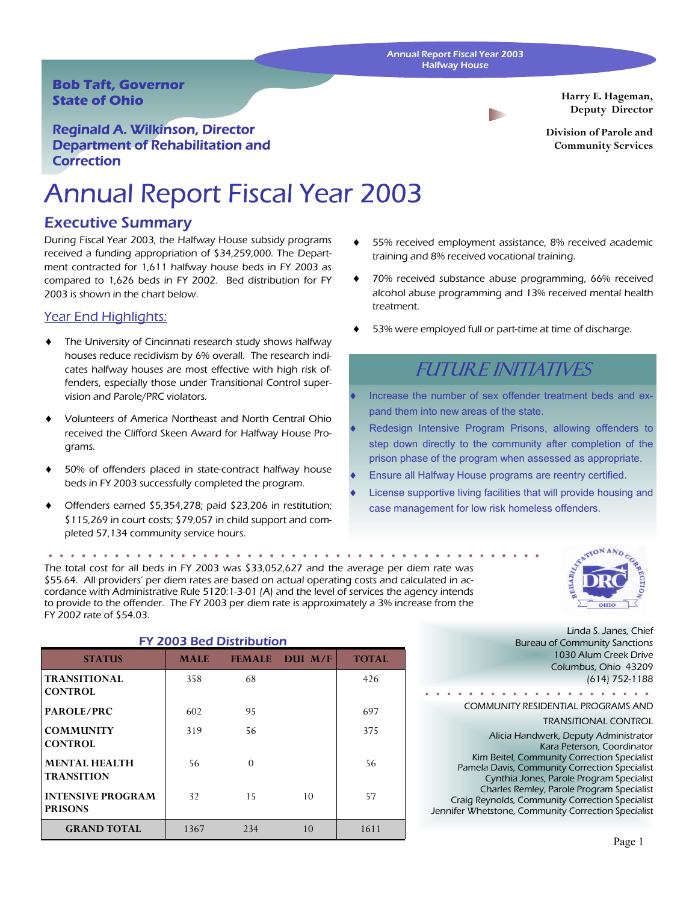Annual Report Fiscal Year 2003
Halfway House

**Bob Taft, Governor**
**State of Ohio**

**Reginald A. Wilkinson, Director**
**Department of Rehabilitation and Correction**

**Harry E. Hageman, Deputy Director**

**Division of Parole and Community Services**

# Annual Report Fiscal Year 2003

## Executive Summary

During Fiscal Year 2003, the Halfway House subsidy programs received a funding appropriation of $34,259,000. The Department contracted for 1,611 halfway house beds in FY 2003 as compared to 1,626 beds in FY 2002. Bed distribution for FY 2003 is shown in the chart below.

### Year End Highlights:

- The University of Cincinnati research study shows halfway houses reduce recidivism by 6% overall. The research indicates halfway houses are most effective with high risk offenders, especially those under Transitional Control supervision and Parole/PRC violators.
- Volunteers of America Northeast and North Central Ohio received the Clifford Skeen Award for Halfway House Programs.
- 50% of offenders placed in state-contract halfway house beds in FY 2003 successfully completed the program.
- Offenders earned $5,354,278; paid $23,206 in restitution; $115,269 in court costs; $79,057 in child support and completed 57,134 community service hours.
- 55% received employment assistance, 8% received academic training and 8% received vocational training.
- 70% received substance abuse programming, 66% received alcohol abuse programming and 13% received mental health treatment.
- 53% were employed full or part-time at time of discharge.

## FUTURE INITIATIVES

- Increase the number of sex offender treatment beds and expand them into new areas of the state.
- Redesign Intensive Program Prisons, allowing offenders to step down directly to the community after completion of the prison phase of the program when assessed as appropriate.
- Ensure all Halfway House programs are reentry certified.
- License supportive living facilities that will provide housing and case management for low risk homeless offenders.

The total cost for all beds in FY 2003 was $33,052,627 and the average per diem rate was $55.64. All providers' per diem rates are based on actual operating costs and calculated in accordance with Administrative Rule 5120:1-3-01 (A) and the level of services the agency intends to provide to the offender. The FY 2003 per diem rate is approximately a 3% increase from the FY 2002 rate of $54.03.

### FY 2003 Bed Distribution

| STATUS | MALE | FEMALE | DUI M/F | TOTAL |
|---|---|---|---|---|
| TRANSITIONAL CONTROL | 358 | 68 | | 426 |
| PAROLE/PRC | 602 | 95 | | 697 |
| COMMUNITY CONTROL | 319 | 56 | | 375 |
| MENTAL HEALTH TRANSITION | 56 | 0 | | 56 |
| INTENSIVE PROGRAM PRISONS | 32 | 15 | 10 | 57 |
| GRAND TOTAL | 1367 | 234 | 10 | 1611 |

Linda S. Janes, Chief
Bureau of Community Sanctions
1030 Alum Creek Drive
Columbus, Ohio 43209
(614) 752-1188

COMMUNITY RESIDENTIAL PROGRAMS AND TRANSITIONAL CONTROL

Alicia Handwerk, Deputy Administrator
Kara Peterson, Coordinator
Kim Beitel, Community Correction Specialist
Pamela Davis, Community Correction Specialist
Cynthia Jones, Parole Program Specialist
Charles Remley, Parole Program Specialist
Craig Reynolds, Community Correction Specialist
Jennifer Whetstone, Community Correction Specialist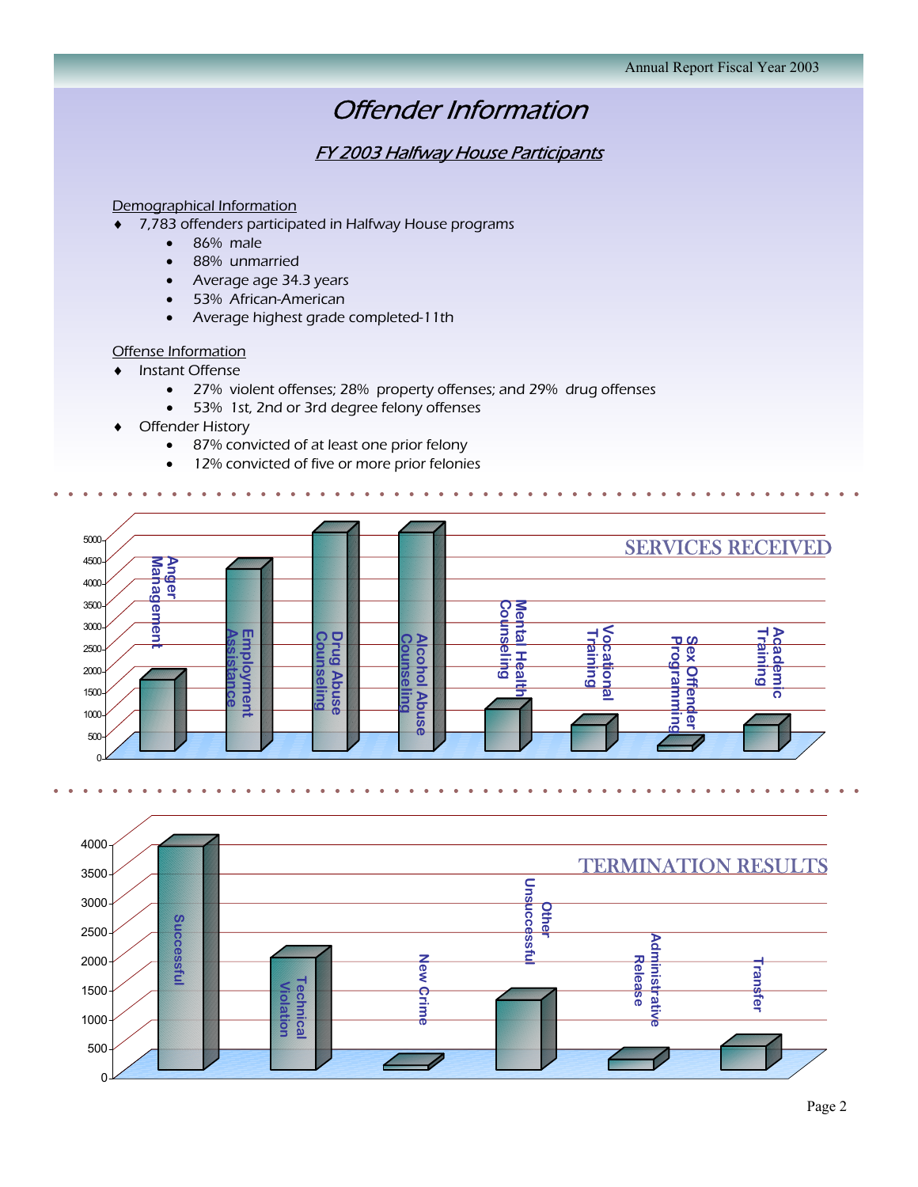# Offender Information

## FY 2003 Halfway House Participants

Demographical Information

- 7,783 offenders participated in Halfway House programs
  - 86% male
  - 88% unmarried
  - Average age 34.3 years
  - 53% African-American
  - Average highest grade completed-11th

Offense Information

- Instant Offense
  - 27% violent offenses; 28% property offenses; and 29% drug offenses
  - 53% 1st, 2nd or 3rd degree felony offenses
- Offender History
  - 87% convicted of at least one prior felony
  - 12% convicted of five or more prior felonies

SERVICES RECEIVED

Categories: Anger Management, Employment Assistance, Drug Abuse Counseling, Alcohol Abuse Counseling, Mental Health Counseling, Vocational Training, Sex Offender Programming, Academic Training

TERMINATION RESULTS

Categories: Successful, Technical Violation, New Crime, Other Unsuccessful, Administrative Release, Transfer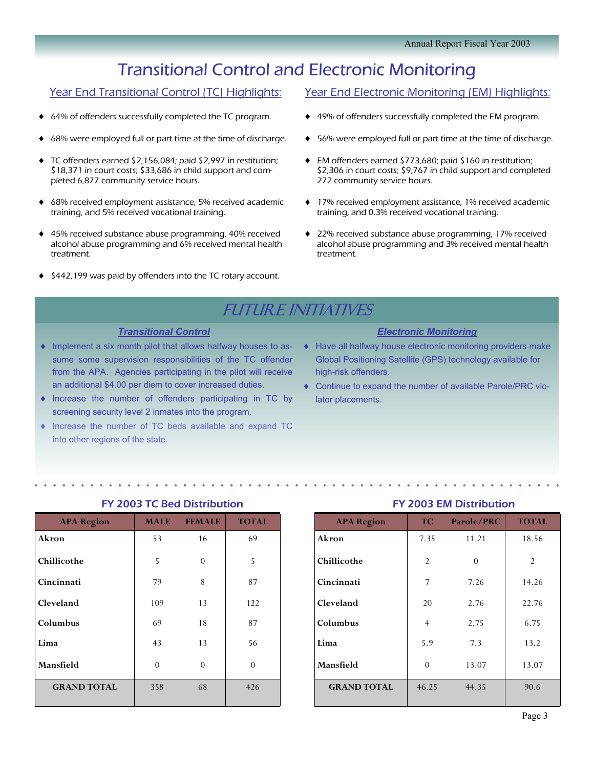# Transitional Control and Electronic Monitoring

## Year End Transitional Control (TC) Highlights:

- 64% of offenders successfully completed the TC program.
- 68% were employed full or part-time at the time of discharge.
- TC offenders earned $2,156,084; paid $2,997 in restitution; $18,371 in court costs; $33,686 in child support and completed 6,877 community service hours.
- 68% received employment assistance, 5% received academic training, and 5% received vocational training.
- 45% received substance abuse programming, 40% received alcohol abuse programming and 6% received mental health treatment.
- $442,199 was paid by offenders into the TC rotary account.

## Year End Electronic Monitoring (EM) Highlights:

- 49% of offenders successfully completed the EM program.
- 56% were employed full or part-time at the time of discharge.
- EM offenders earned $773,680; paid $160 in restitution; $2,306 in court costs; $9,767 in child support and completed 272 community service hours.
- 17% received employment assistance, 1% received academic training, and 0.3% received vocational training.
- 22% received substance abuse programming, 17% received alcohol abuse programming and 3% received mental health treatment.

## FUTURE INITIATIVES

### *Transitional Control*

- Implement a six month pilot that allows halfway houses to assume some supervision responsibilities of the TC offender from the APA. Agencies participating in the pilot will receive an additional $4.00 per diem to cover increased duties.
- Increase the number of offenders participating in TC by screening security level 2 inmates into the program.
- Increase the number of TC beds available and expand TC into other regions of the state.

### *Electronic Monitoring*

- Have all halfway house electronic monitoring providers make Global Positioning Satellite (GPS) technology available for high-risk offenders.
- Continue to expand the number of available Parole/PRC violator placements.

### FY 2003 TC Bed Distribution

| APA Region | MALE | FEMALE | TOTAL |
|---|---|---|---|
| Akron | 53 | 16 | 69 |
| Chillicothe | 5 | 0 | 5 |
| Cincinnati | 79 | 8 | 87 |
| Cleveland | 109 | 13 | 122 |
| Columbus | 69 | 18 | 87 |
| Lima | 43 | 13 | 56 |
| Mansfield | 0 | 0 | 0 |
| GRAND TOTAL | 358 | 68 | 426 |

### FY 2003 EM Distribution

| APA Region | TC | Parole/PRC | TOTAL |
|---|---|---|---|
| Akron | 7.35 | 11.21 | 18.56 |
| Chillicothe | 2 | 0 | 2 |
| Cincinnati | 7 | 7.26 | 14.26 |
| Cleveland | 20 | 2.76 | 22.76 |
| Columbus | 4 | 2.75 | 6.75 |
| Lima | 5.9 | 7.3 | 13.2 |
| Mansfield | 0 | 13.07 | 13.07 |
| GRAND TOTAL | 46.25 | 44.35 | 90.6 |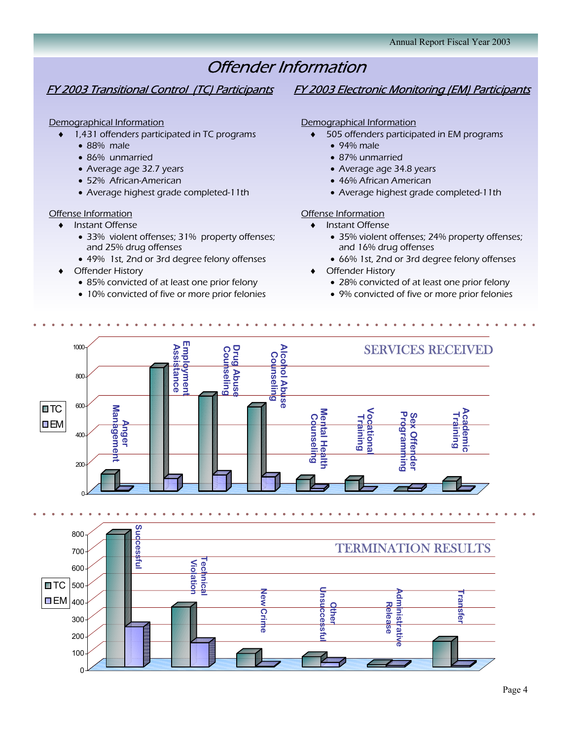# Offender Information

## FY 2003 Transitional Control (TC) Participants

### Demographical Information

- 1,431 offenders participated in TC programs
  - 88% male
  - 86% unmarried
  - Average age 32.7 years
  - 52% African-American
  - Average highest grade completed-11th

### Offense Information

- Instant Offense
  - 33% violent offenses; 31% property offenses; and 25% drug offenses
  - 49% 1st, 2nd or 3rd degree felony offenses
- Offender History
  - 85% convicted of at least one prior felony
  - 10% convicted of five or more prior felonies

## FY 2003 Electronic Monitoring (EM) Participants

### Demographical Information

- 505 offenders participated in EM programs
  - 94% male
  - 87% unmarried
  - Average age 34.8 years
  - 46% African American
  - Average highest grade completed-11th

### Offense Information

- Instant Offense
  - 35% violent offenses; 24% property offenses; and 16% drug offenses
  - 66% 1st, 2nd or 3rd degree felony offenses
- Offender History
  - 28% convicted of at least one prior felony
  - 9% convicted of five or more prior felonies

SERVICES RECEIVED

TC
EM

0
200
400
600
800
1000

Anger Management
Employment Assistance
Drug Abuse Counseling
Alcohol Abuse Counseling
Mental Health Counseling
Vocational Training
Sex Offender Programming
Academic Training

TERMINATION RESULTS

TC
EM

0
100
200
300
400
500
600
700
800

Successful
Technical Violation
New Crime
Other Unsuccessful
Administrative Release
Transfer